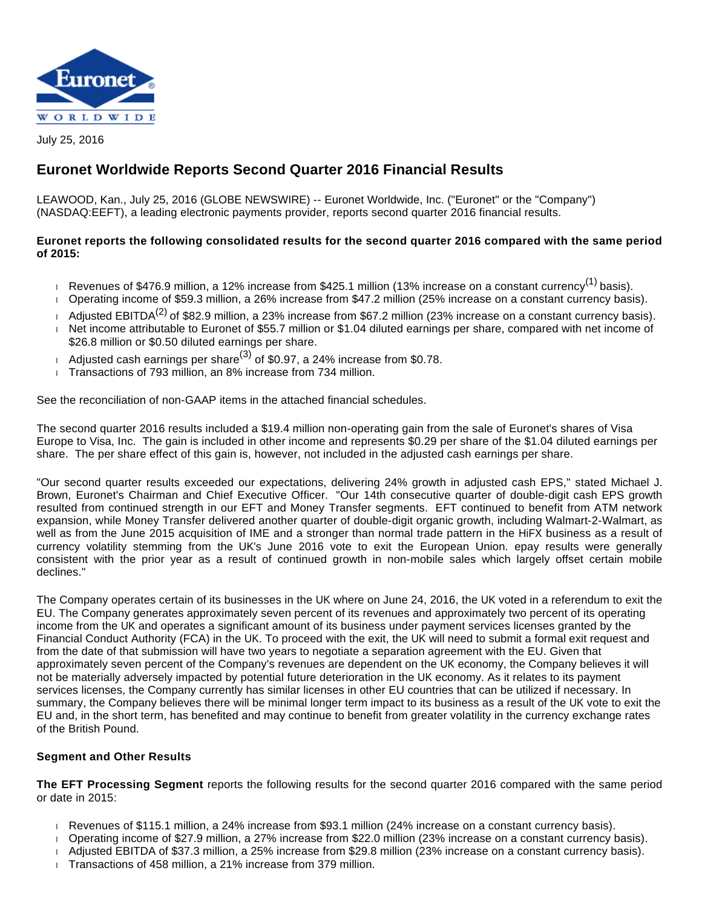July 25, 2016

# Euronet Worldwide Reports Second Quarter 2016 Financial Results

LEAWOOD, Kan., July 25, 2016 (GLOBE NEWSWIRE) -- Euronet Worldwide, Inc. ("Euronet" or the "Company") (NASDAQ:EEFT), a leading electronic payments provider, reports second quarter 2016 financial results.

**Euronet reports the following consolidated results for the second quarter 2016 compared with the same period of 2015:**

- Revenues of $476.9 million, a 12% increase from $425.1 million (13% increase on a constant currency[1] basis).
- Operating income of $59.3 million, a 26% increase from $47.2 million (25% increase on a constant currency basis).
- Adjusted EBITDA[2] of $82.9 million, a 23% increase from $67.2 million (23% increase on a constant currency basis).
- Net income attributable to Euronet of $55.7 million or $1.04 diluted earnings per share, compared with net income of $26.8 million or $0.50 diluted earnings per share.
- Adjusted cash earnings per share[3] of $0.97, a 24% increase from $0.78.
- Transactions of 793 million, an 8% increase from 734 million.

See the reconciliation of non-GAAP items in the attached financial schedules.

The second quarter 2016 results included a $19.4 million non-operating gain from the sale of Euronet's shares of Visa Europe to Visa, Inc. The gain is included in other income and represents $0.29 per share of the $1.04 diluted earnings per share. The per share effect of this gain is, however, not included in the adjusted cash earnings per share.

"Our second quarter results exceeded our expectations, delivering 24% growth in adjusted cash EPS," stated Michael J. Brown, Euronet's Chairman and Chief Executive Officer. "Our 14th consecutive quarter of double-digit cash EPS growth resulted from continued strength in our EFT and Money Transfer segments. EFT continued to benefit from ATM network expansion, while Money Transfer delivered another quarter of double-digit organic growth, including Walmart-2-Walmart, as well as from the June 2015 acquisition of IME and a stronger than normal trade pattern in the HiFX business as a result of currency volatility stemming from the UK's June 2016 vote to exit the European Union. epay results were generally consistent with the prior year as a result of continued growth in non-mobile sales which largely offset certain mobile declines."

The Company operates certain of its businesses in the UK where on June 24, 2016, the UK voted in a referendum to exit the EU. The Company generates approximately seven percent of its revenues and approximately two percent of its operating income from the UK and operates a significant amount of its business under payment services licenses granted by the Financial Conduct Authority (FCA) in the UK. To proceed with the exit, the UK will need to submit a formal exit request and from the date of that submission will have two years to negotiate a separation agreement with the EU. Given that approximately seven percent of the Company's revenues are dependent on the UK economy, the Company believes it will not be materially adversely impacted by potential future deterioration in the UK economy. As it relates to its payment services licenses, the Company currently has similar licenses in other EU countries that can be utilized if necessary. In summary, the Company believes there will be minimal longer term impact to its business as a result of the UK vote to exit the EU and, in the short term, has benefited and may continue to benefit from greater volatility in the currency exchange rates of the British Pound.

**Segment and Other Results**

**The EFT Processing Segment** reports the following results for the second quarter 2016 compared with the same period or date in 2015:

- Revenues of $115.1 million, a 24% increase from $93.1 million (24% increase on a constant currency basis).
- Operating income of $27.9 million, a 27% increase from $22.0 million (23% increase on a constant currency basis).
- Adjusted EBITDA of $37.3 million, a 25% increase from $29.8 million (23% increase on a constant currency basis).
- Transactions of 458 million, a 21% increase from 379 million.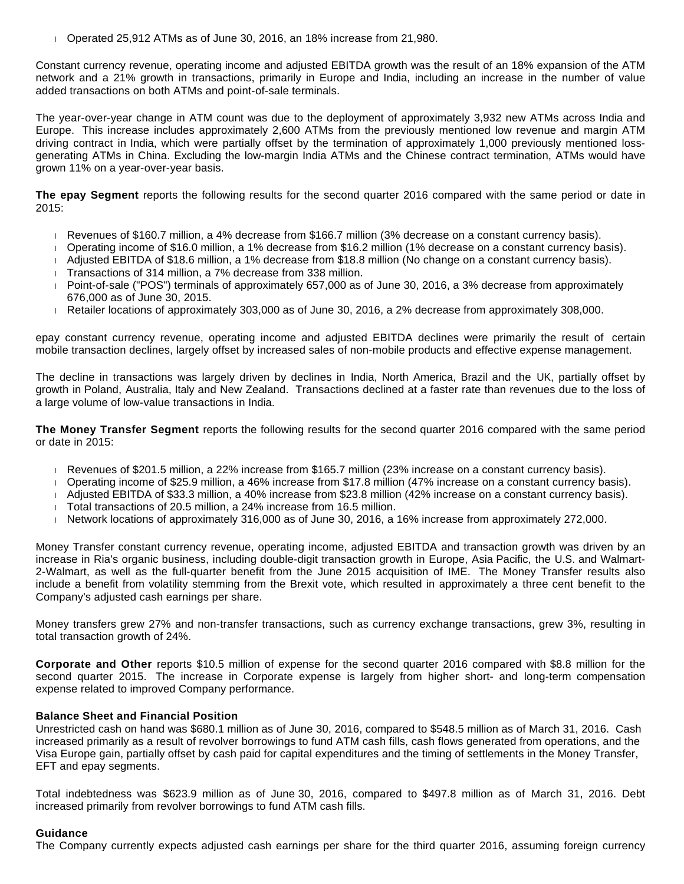- Operated 25,912 ATMs as of June 30, 2016, an 18% increase from 21,980.

Constant currency revenue, operating income and adjusted EBITDA growth was the result of an 18% expansion of the ATM network and a 21% growth in transactions, primarily in Europe and India, including an increase in the number of value added transactions on both ATMs and point-of-sale terminals.

The year-over-year change in ATM count was due to the deployment of approximately 3,932 new ATMs across India and Europe. This increase includes approximately 2,600 ATMs from the previously mentioned low revenue and margin ATM driving contract in India, which were partially offset by the termination of approximately 1,000 previously mentioned loss-generating ATMs in China. Excluding the low-margin India ATMs and the Chinese contract termination, ATMs would have grown 11% on a year-over-year basis.

**The epay Segment** reports the following results for the second quarter 2016 compared with the same period or date in 2015:

- Revenues of $160.7 million, a 4% decrease from $166.7 million (3% decrease on a constant currency basis).
- Operating income of $16.0 million, a 1% decrease from $16.2 million (1% decrease on a constant currency basis).
- Adjusted EBITDA of $18.6 million, a 1% decrease from $18.8 million (No change on a constant currency basis).
- Transactions of 314 million, a 7% decrease from 338 million.
- Point-of-sale ("POS") terminals of approximately 657,000 as of June 30, 2016, a 3% decrease from approximately 676,000 as of June 30, 2015.
- Retailer locations of approximately 303,000 as of June 30, 2016, a 2% decrease from approximately 308,000.

epay constant currency revenue, operating income and adjusted EBITDA declines were primarily the result of certain mobile transaction declines, largely offset by increased sales of non-mobile products and effective expense management.

The decline in transactions was largely driven by declines in India, North America, Brazil and the UK, partially offset by growth in Poland, Australia, Italy and New Zealand. Transactions declined at a faster rate than revenues due to the loss of a large volume of low-value transactions in India.

**The Money Transfer Segment** reports the following results for the second quarter 2016 compared with the same period or date in 2015:

- Revenues of $201.5 million, a 22% increase from $165.7 million (23% increase on a constant currency basis).
- Operating income of $25.9 million, a 46% increase from $17.8 million (47% increase on a constant currency basis).
- Adjusted EBITDA of $33.3 million, a 40% increase from $23.8 million (42% increase on a constant currency basis).
- Total transactions of 20.5 million, a 24% increase from 16.5 million.
- Network locations of approximately 316,000 as of June 30, 2016, a 16% increase from approximately 272,000.

Money Transfer constant currency revenue, operating income, adjusted EBITDA and transaction growth was driven by an increase in Ria's organic business, including double-digit transaction growth in Europe, Asia Pacific, the U.S. and Walmart-2-Walmart, as well as the full-quarter benefit from the June 2015 acquisition of IME. The Money Transfer results also include a benefit from volatility stemming from the Brexit vote, which resulted in approximately a three cent benefit to the Company's adjusted cash earnings per share.

Money transfers grew 27% and non-transfer transactions, such as currency exchange transactions, grew 3%, resulting in total transaction growth of 24%.

**Corporate and Other** reports $10.5 million of expense for the second quarter 2016 compared with $8.8 million for the second quarter 2015. The increase in Corporate expense is largely from higher short- and long-term compensation expense related to improved Company performance.

**Balance Sheet and Financial Position**

Unrestricted cash on hand was $680.1 million as of June 30, 2016, compared to $548.5 million as of March 31, 2016. Cash increased primarily as a result of revolver borrowings to fund ATM cash fills, cash flows generated from operations, and the Visa Europe gain, partially offset by cash paid for capital expenditures and the timing of settlements in the Money Transfer, EFT and epay segments.

Total indebtedness was $623.9 million as of June 30, 2016, compared to $497.8 million as of March 31, 2016. Debt increased primarily from revolver borrowings to fund ATM cash fills.

**Guidance**

The Company currently expects adjusted cash earnings per share for the third quarter 2016, assuming foreign currency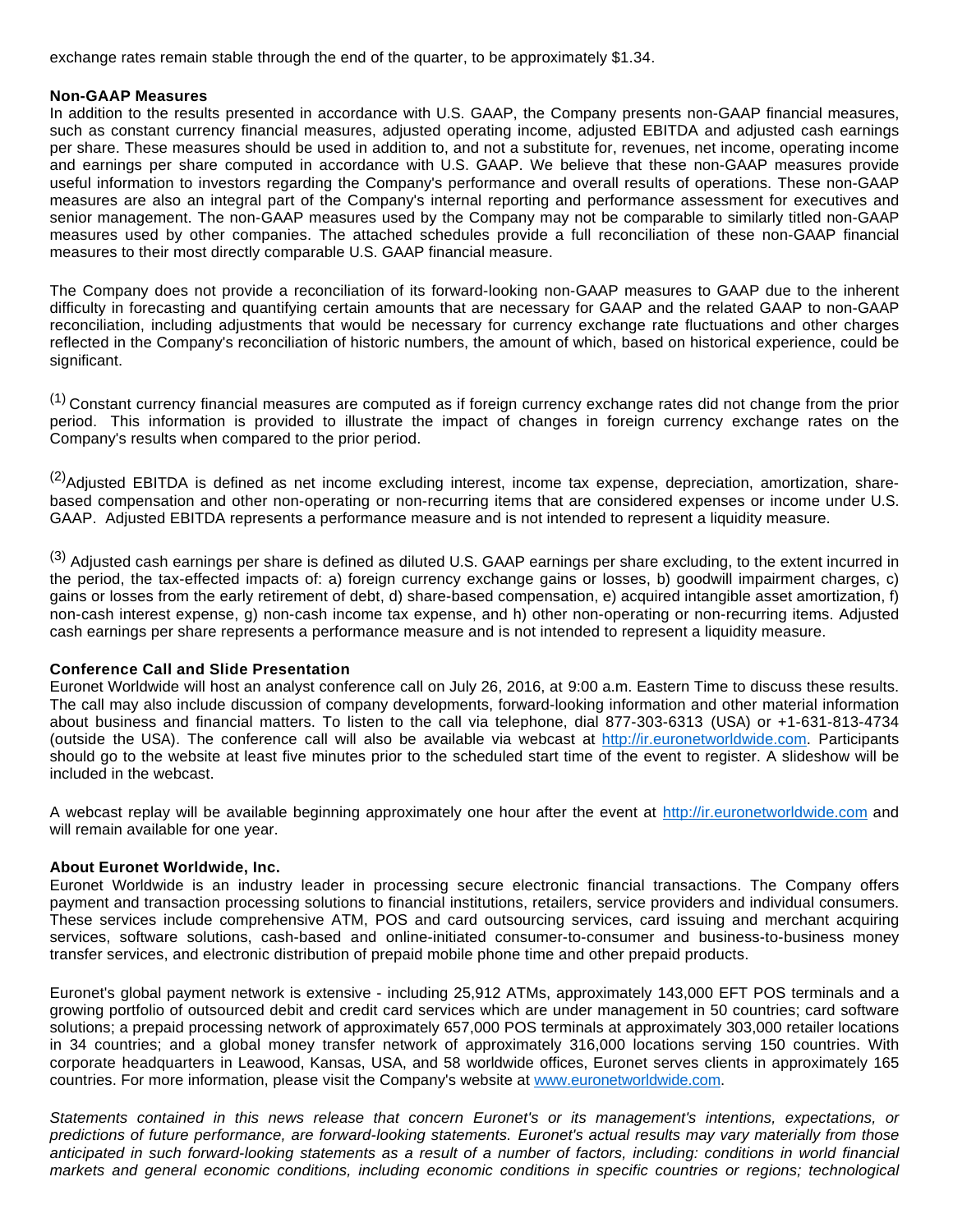exchange rates remain stable through the end of the quarter, to be approximately $1.34.

**Non-GAAP Measures**

In addition to the results presented in accordance with U.S. GAAP, the Company presents non-GAAP financial measures, such as constant currency financial measures, adjusted operating income, adjusted EBITDA and adjusted cash earnings per share. These measures should be used in addition to, and not a substitute for, revenues, net income, operating income and earnings per share computed in accordance with U.S. GAAP. We believe that these non-GAAP measures provide useful information to investors regarding the Company's performance and overall results of operations. These non-GAAP measures are also an integral part of the Company's internal reporting and performance assessment for executives and senior management. The non-GAAP measures used by the Company may not be comparable to similarly titled non-GAAP measures used by other companies. The attached schedules provide a full reconciliation of these non-GAAP financial measures to their most directly comparable U.S. GAAP financial measure.

The Company does not provide a reconciliation of its forward-looking non-GAAP measures to GAAP due to the inherent difficulty in forecasting and quantifying certain amounts that are necessary for GAAP and the related GAAP to non-GAAP reconciliation, including adjustments that would be necessary for currency exchange rate fluctuations and other charges reflected in the Company's reconciliation of historic numbers, the amount of which, based on historical experience, could be significant.

(1) Constant currency financial measures are computed as if foreign currency exchange rates did not change from the prior period. This information is provided to illustrate the impact of changes in foreign currency exchange rates on the Company's results when compared to the prior period.

(2) Adjusted EBITDA is defined as net income excluding interest, income tax expense, depreciation, amortization, share-based compensation and other non-operating or non-recurring items that are considered expenses or income under U.S. GAAP. Adjusted EBITDA represents a performance measure and is not intended to represent a liquidity measure.

(3) Adjusted cash earnings per share is defined as diluted U.S. GAAP earnings per share excluding, to the extent incurred in the period, the tax-effected impacts of: a) foreign currency exchange gains or losses, b) goodwill impairment charges, c) gains or losses from the early retirement of debt, d) share-based compensation, e) acquired intangible asset amortization, f) non-cash interest expense, g) non-cash income tax expense, and h) other non-operating or non-recurring items. Adjusted cash earnings per share represents a performance measure and is not intended to represent a liquidity measure.

**Conference Call and Slide Presentation**

Euronet Worldwide will host an analyst conference call on July 26, 2016, at 9:00 a.m. Eastern Time to discuss these results. The call may also include discussion of company developments, forward-looking information and other material information about business and financial matters. To listen to the call via telephone, dial 877-303-6313 (USA) or +1-631-813-4734 (outside the USA). The conference call will also be available via webcast at http://ir.euronetworldwide.com. Participants should go to the website at least five minutes prior to the scheduled start time of the event to register. A slideshow will be included in the webcast.

A webcast replay will be available beginning approximately one hour after the event at http://ir.euronetworldwide.com and will remain available for one year.

**About Euronet Worldwide, Inc.**

Euronet Worldwide is an industry leader in processing secure electronic financial transactions. The Company offers payment and transaction processing solutions to financial institutions, retailers, service providers and individual consumers. These services include comprehensive ATM, POS and card outsourcing services, card issuing and merchant acquiring services, software solutions, cash-based and online-initiated consumer-to-consumer and business-to-business money transfer services, and electronic distribution of prepaid mobile phone time and other prepaid products.

Euronet's global payment network is extensive - including 25,912 ATMs, approximately 143,000 EFT POS terminals and a growing portfolio of outsourced debit and credit card services which are under management in 50 countries; card software solutions; a prepaid processing network of approximately 657,000 POS terminals at approximately 303,000 retailer locations in 34 countries; and a global money transfer network of approximately 316,000 locations serving 150 countries. With corporate headquarters in Leawood, Kansas, USA, and 58 worldwide offices, Euronet serves clients in approximately 165 countries. For more information, please visit the Company's website at www.euronetworldwide.com.

*Statements contained in this news release that concern Euronet's or its management's intentions, expectations, or predictions of future performance, are forward-looking statements. Euronet's actual results may vary materially from those anticipated in such forward-looking statements as a result of a number of factors, including: conditions in world financial markets and general economic conditions, including economic conditions in specific countries or regions; technological*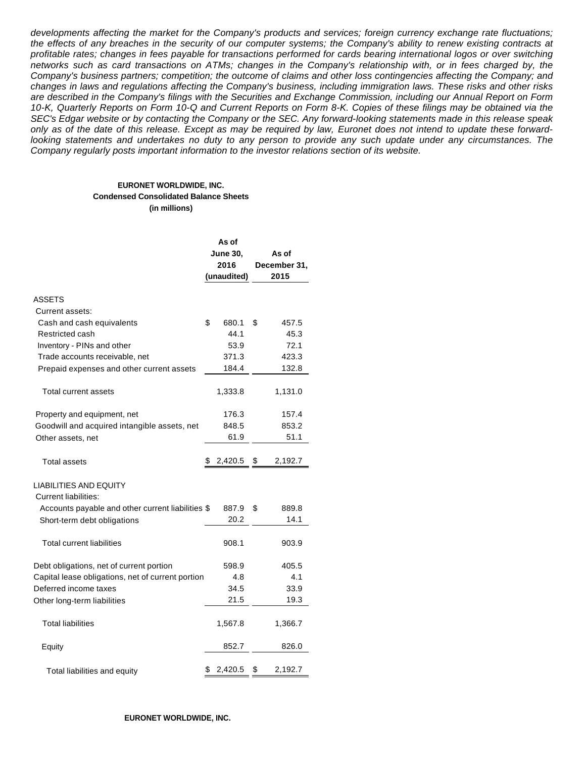*developments affecting the market for the Company's products and services; foreign currency exchange rate fluctuations; the effects of any breaches in the security of our computer systems; the Company's ability to renew existing contracts at profitable rates; changes in fees payable for transactions performed for cards bearing international logos or over switching networks such as card transactions on ATMs; changes in the Company's relationship with, or in fees charged by, the Company's business partners; competition; the outcome of claims and other loss contingencies affecting the Company; and changes in laws and regulations affecting the Company's business, including immigration laws. These risks and other risks are described in the Company's filings with the Securities and Exchange Commission, including our Annual Report on Form 10-K, Quarterly Reports on Form 10-Q and Current Reports on Form 8-K. Copies of these filings may be obtained via the SEC's Edgar website or by contacting the Company or the SEC. Any forward-looking statements made in this release speak only as of the date of this release. Except as may be required by law, Euronet does not intend to update these forward-looking statements and undertakes no duty to any person to provide any such update under any circumstances. The Company regularly posts important information to the investor relations section of its website.*

**EURONET WORLDWIDE, INC.**
**Condensed Consolidated Balance Sheets**
**(in millions)**

| | As of June 30, 2016 (unaudited) | As of December 31, 2015 |
|---|---|---|
| ASSETS | | |
| Current assets: | | |
| Cash and cash equivalents | $ 680.1 | $ 457.5 |
| Restricted cash | 44.1 | 45.3 |
| Inventory - PINs and other | 53.9 | 72.1 |
| Trade accounts receivable, net | 371.3 | 423.3 |
| Prepaid expenses and other current assets | 184.4 | 132.8 |
| Total current assets | 1,333.8 | 1,131.0 |
| Property and equipment, net | 176.3 | 157.4 |
| Goodwill and acquired intangible assets, net | 848.5 | 853.2 |
| Other assets, net | 61.9 | 51.1 |
| Total assets | $ 2,420.5 | $ 2,192.7 |
| LIABILITIES AND EQUITY | | |
| Current liabilities: | | |
| Accounts payable and other current liabilities | $ 887.9 | $ 889.8 |
| Short-term debt obligations | 20.2 | 14.1 |
| Total current liabilities | 908.1 | 903.9 |
| Debt obligations, net of current portion | 598.9 | 405.5 |
| Capital lease obligations, net of current portion | 4.8 | 4.1 |
| Deferred income taxes | 34.5 | 33.9 |
| Other long-term liabilities | 21.5 | 19.3 |
| Total liabilities | 1,567.8 | 1,366.7 |
| Equity | 852.7 | 826.0 |
| Total liabilities and equity | $ 2,420.5 | $ 2,192.7 |

**EURONET WORLDWIDE, INC.**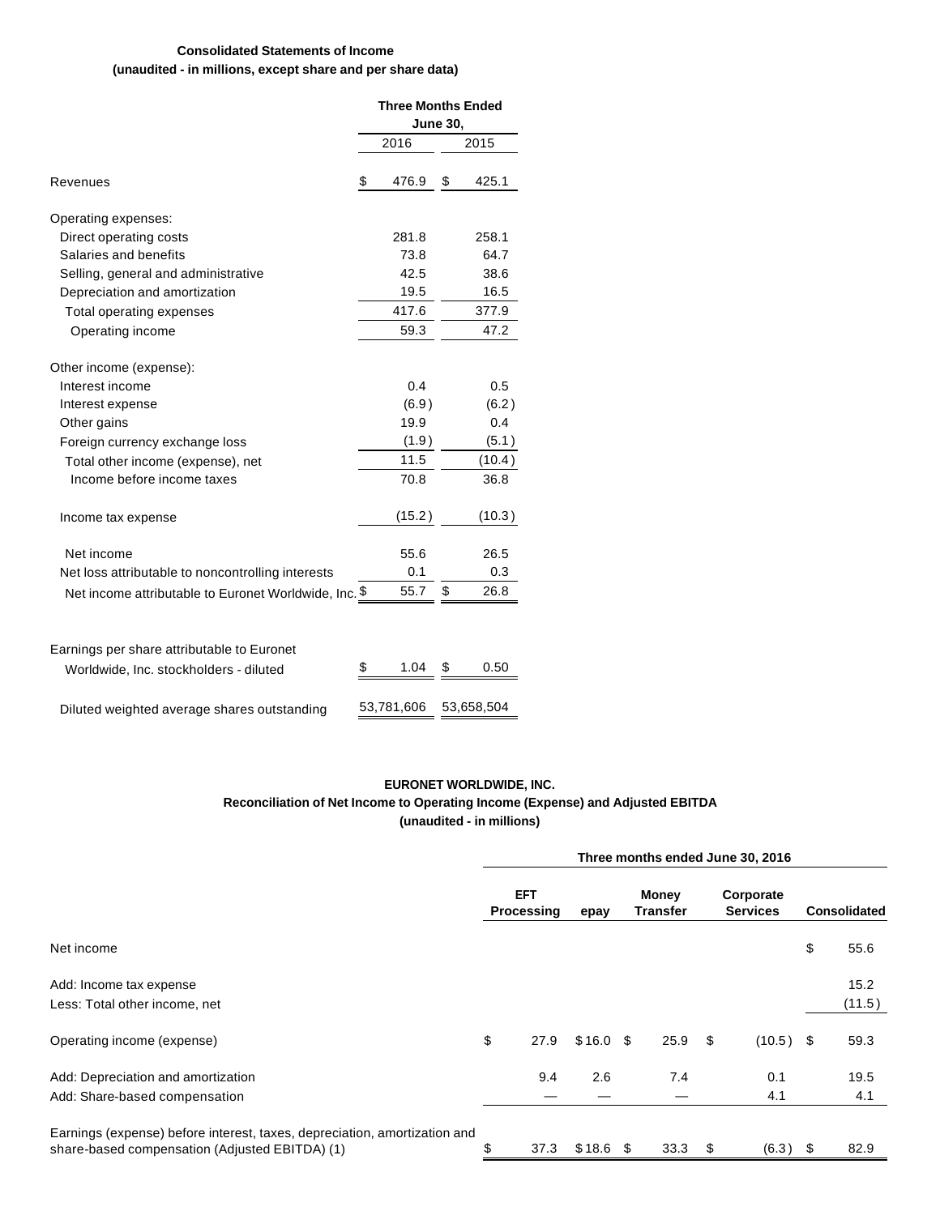**Consolidated Statements of Income**
**(unaudited - in millions, except share and per share data)**

| | Three Months Ended June 30, | |
|---|---|---|
| | 2016 | 2015 |
| Revenues | $ 476.9 | $ 425.1 |
| Operating expenses: | | |
| Direct operating costs | 281.8 | 258.1 |
| Salaries and benefits | 73.8 | 64.7 |
| Selling, general and administrative | 42.5 | 38.6 |
| Depreciation and amortization | 19.5 | 16.5 |
| Total operating expenses | 417.6 | 377.9 |
| Operating income | 59.3 | 47.2 |
| Other income (expense): | | |
| Interest income | 0.4 | 0.5 |
| Interest expense | (6.9) | (6.2) |
| Other gains | 19.9 | 0.4 |
| Foreign currency exchange loss | (1.9) | (5.1) |
| Total other income (expense), net | 11.5 | (10.4) |
| Income before income taxes | 70.8 | 36.8 |
| Income tax expense | (15.2) | (10.3) |
| Net income | 55.6 | 26.5 |
| Net loss attributable to noncontrolling interests | 0.1 | 0.3 |
| Net income attributable to Euronet Worldwide, Inc. | $ 55.7 | $ 26.8 |
| Earnings per share attributable to Euronet Worldwide, Inc. stockholders - diluted | $ 1.04 | $ 0.50 |
| Diluted weighted average shares outstanding | 53,781,606 | 53,658,504 |

**EURONET WORLDWIDE, INC.**
**Reconciliation of Net Income to Operating Income (Expense) and Adjusted EBITDA**
**(unaudited - in millions)**

| | Three months ended June 30, 2016 | | | | |
|---|---|---|---|---|---|
| | EFT Processing | epay | Money Transfer | Corporate Services | Consolidated |
| Net income | | | | | $ 55.6 |
| Add: Income tax expense | | | | | 15.2 |
| Less: Total other income, net | | | | | (11.5) |
| Operating income (expense) | $ 27.9 | $ 16.0 | $ 25.9 | $ (10.5) | $ 59.3 |
| Add: Depreciation and amortization | 9.4 | 2.6 | 7.4 | 0.1 | 19.5 |
| Add: Share-based compensation | — | — | — | 4.1 | 4.1 |
| Earnings (expense) before interest, taxes, depreciation, amortization and share-based compensation (Adjusted EBITDA) (1) | $ 37.3 | $ 18.6 | $ 33.3 | $ (6.3) | $ 82.9 |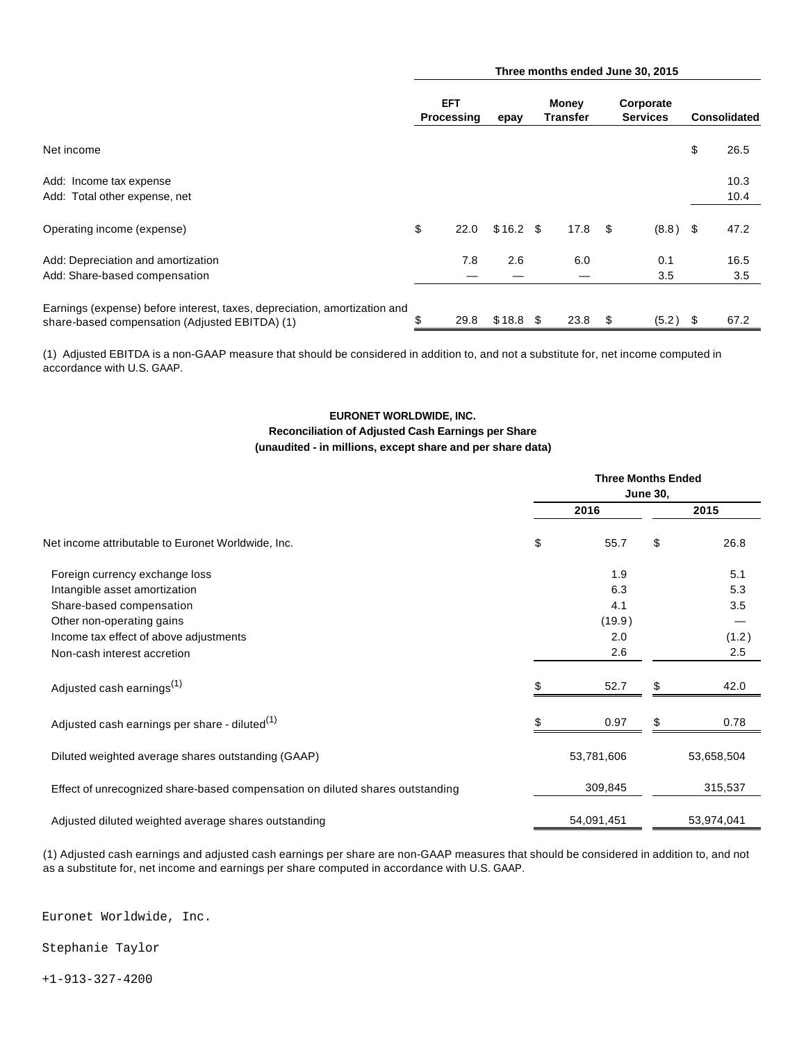| | Three months ended June 30, 2015 | | | | |
|---|---|---|---|---|---|
| | EFT Processing | epay | Money Transfer | Corporate Services | Consolidated |
| Net income | | | | | $ 26.5 |
| Add: Income tax expense | | | | | 10.3 |
| Add: Total other expense, net | | | | | 10.4 |
| Operating income (expense) | $ 22.0 | $ 16.2 | $ 17.8 | $ (8.8) | $ 47.2 |
| Add: Depreciation and amortization | 7.8 | 2.6 | 6.0 | 0.1 | 16.5 |
| Add: Share-based compensation | — | — | — | 3.5 | 3.5 |
| Earnings (expense) before interest, taxes, depreciation, amortization and share-based compensation (Adjusted EBITDA) (1) | $ 29.8 | $ 18.8 | $ 23.8 | $ (5.2) | $ 67.2 |

(1) Adjusted EBITDA is a non-GAAP measure that should be considered in addition to, and not a substitute for, net income computed in accordance with U.S. GAAP.

**EURONET WORLDWIDE, INC.**
**Reconciliation of Adjusted Cash Earnings per Share**
**(unaudited - in millions, except share and per share data)**

| | Three Months Ended June 30, | |
|---|---|---|
| | 2016 | 2015 |
| Net income attributable to Euronet Worldwide, Inc. | $ 55.7 | $ 26.8 |
| Foreign currency exchange loss | 1.9 | 5.1 |
| Intangible asset amortization | 6.3 | 5.3 |
| Share-based compensation | 4.1 | 3.5 |
| Other non-operating gains | (19.9) | — |
| Income tax effect of above adjustments | 2.0 | (1.2) |
| Non-cash interest accretion | 2.6 | 2.5 |
| Adjusted cash earnings (1) | $ 52.7 | $ 42.0 |
| Adjusted cash earnings per share - diluted (1) | $ 0.97 | $ 0.78 |
| Diluted weighted average shares outstanding (GAAP) | 53,781,606 | 53,658,504 |
| Effect of unrecognized share-based compensation on diluted shares outstanding | 309,845 | 315,537 |
| Adjusted diluted weighted average shares outstanding | 54,091,451 | 53,974,041 |

(1) Adjusted cash earnings and adjusted cash earnings per share are non-GAAP measures that should be considered in addition to, and not as a substitute for, net income and earnings per share computed in accordance with U.S. GAAP.

Euronet Worldwide, Inc.

Stephanie Taylor

+1-913-327-4200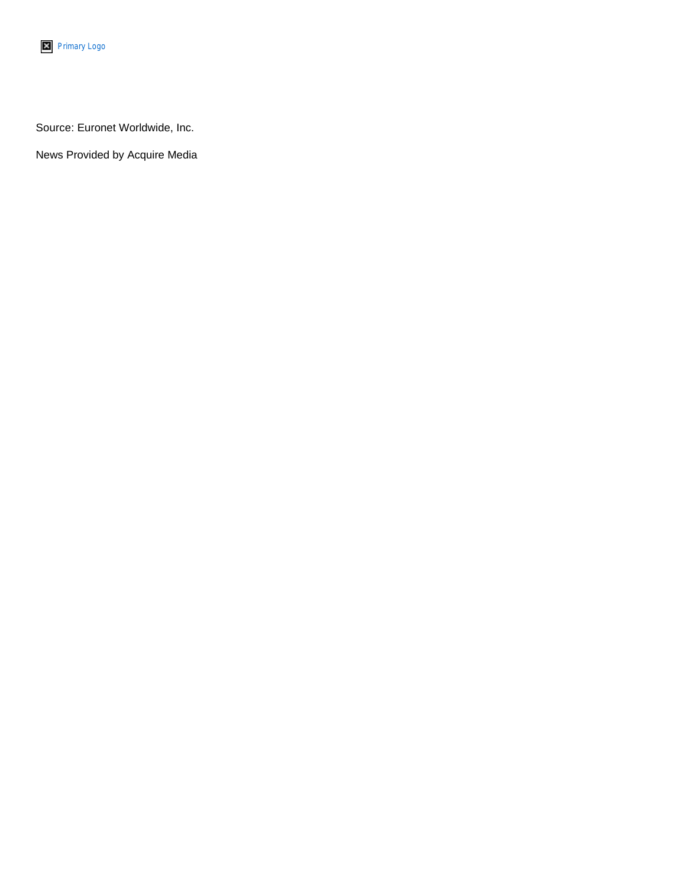Primary Logo

Source: Euronet Worldwide, Inc.

News Provided by Acquire Media